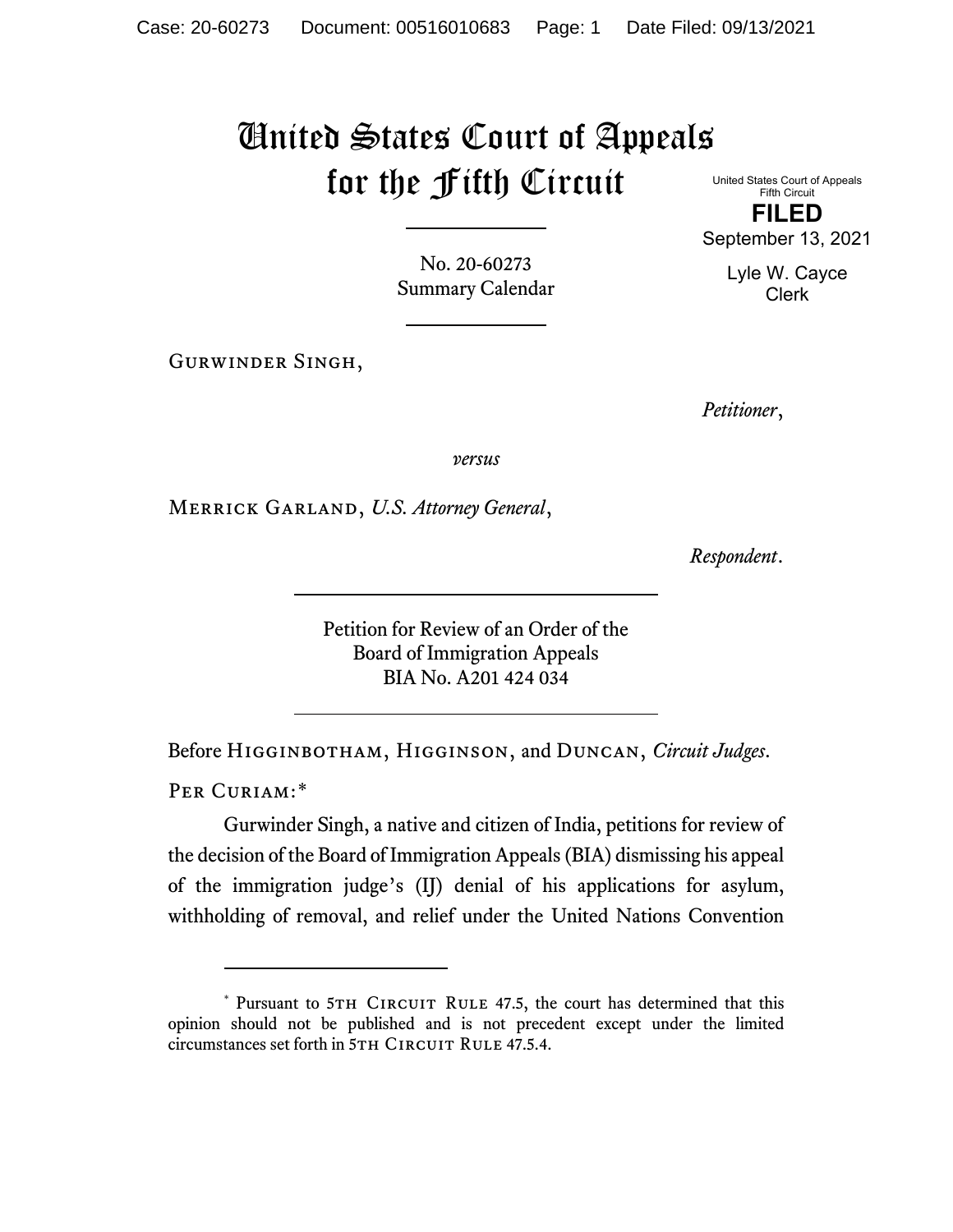# United States Court of Appeals for the Fifth Circuit

United States Court of Appeals
Fifth Circuit

**FILED**

September 13, 2021

Lyle W. Cayce
Clerk

No. 20-60273
Summary Calendar

Gurwinder Singh,

*Petitioner*,

*versus*

Merrick Garland, *U.S. Attorney General*,

*Respondent*.

Petition for Review of an Order of the
Board of Immigration Appeals
BIA No. A201 424 034

Before Higginbotham, Higginson, and Duncan, *Circuit Judges*.

Per Curiam:*

Gurwinder Singh, a native and citizen of India, petitions for review of the decision of the Board of Immigration Appeals (BIA) dismissing his appeal of the immigration judge's (IJ) denial of his applications for asylum, withholding of removal, and relief under the United Nations Convention

---

\* Pursuant to 5th Circuit Rule 47.5, the court has determined that this opinion should not be published and is not precedent except under the limited circumstances set forth in 5th Circuit Rule 47.5.4.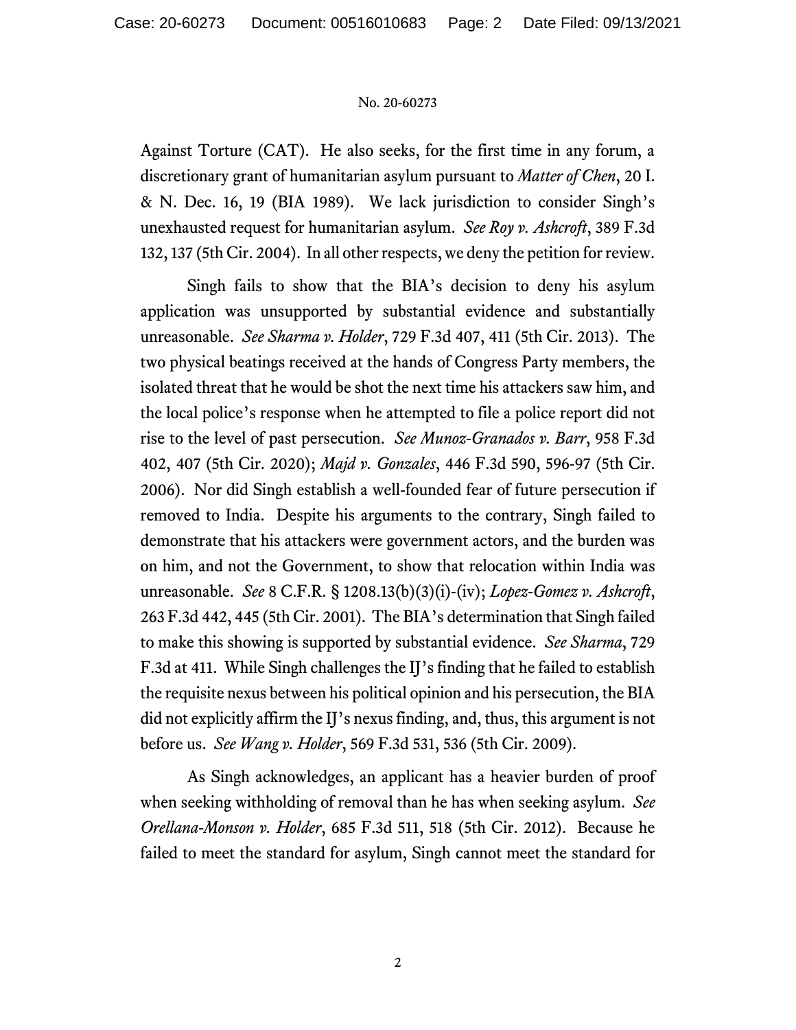Against Torture (CAT). He also seeks, for the first time in any forum, a discretionary grant of humanitarian asylum pursuant to *Matter of Chen*, 20 I. & N. Dec. 16, 19 (BIA 1989). We lack jurisdiction to consider Singh's unexhausted request for humanitarian asylum. *See Roy v. Ashcroft*, 389 F.3d 132, 137 (5th Cir. 2004). In all other respects, we deny the petition for review.

Singh fails to show that the BIA's decision to deny his asylum application was unsupported by substantial evidence and substantially unreasonable. *See Sharma v. Holder*, 729 F.3d 407, 411 (5th Cir. 2013). The two physical beatings received at the hands of Congress Party members, the isolated threat that he would be shot the next time his attackers saw him, and the local police's response when he attempted to file a police report did not rise to the level of past persecution. *See Munoz-Granados v. Barr*, 958 F.3d 402, 407 (5th Cir. 2020); *Majd v. Gonzales*, 446 F.3d 590, 596-97 (5th Cir. 2006). Nor did Singh establish a well-founded fear of future persecution if removed to India. Despite his arguments to the contrary, Singh failed to demonstrate that his attackers were government actors, and the burden was on him, and not the Government, to show that relocation within India was unreasonable. *See* 8 C.F.R. § 1208.13(b)(3)(i)-(iv); *Lopez-Gomez v. Ashcroft*, 263 F.3d 442, 445 (5th Cir. 2001). The BIA's determination that Singh failed to make this showing is supported by substantial evidence. *See Sharma*, 729 F.3d at 411. While Singh challenges the IJ's finding that he failed to establish the requisite nexus between his political opinion and his persecution, the BIA did not explicitly affirm the IJ's nexus finding, and, thus, this argument is not before us. *See Wang v. Holder*, 569 F.3d 531, 536 (5th Cir. 2009).

As Singh acknowledges, an applicant has a heavier burden of proof when seeking withholding of removal than he has when seeking asylum. *See Orellana-Monson v. Holder*, 685 F.3d 511, 518 (5th Cir. 2012). Because he failed to meet the standard for asylum, Singh cannot meet the standard for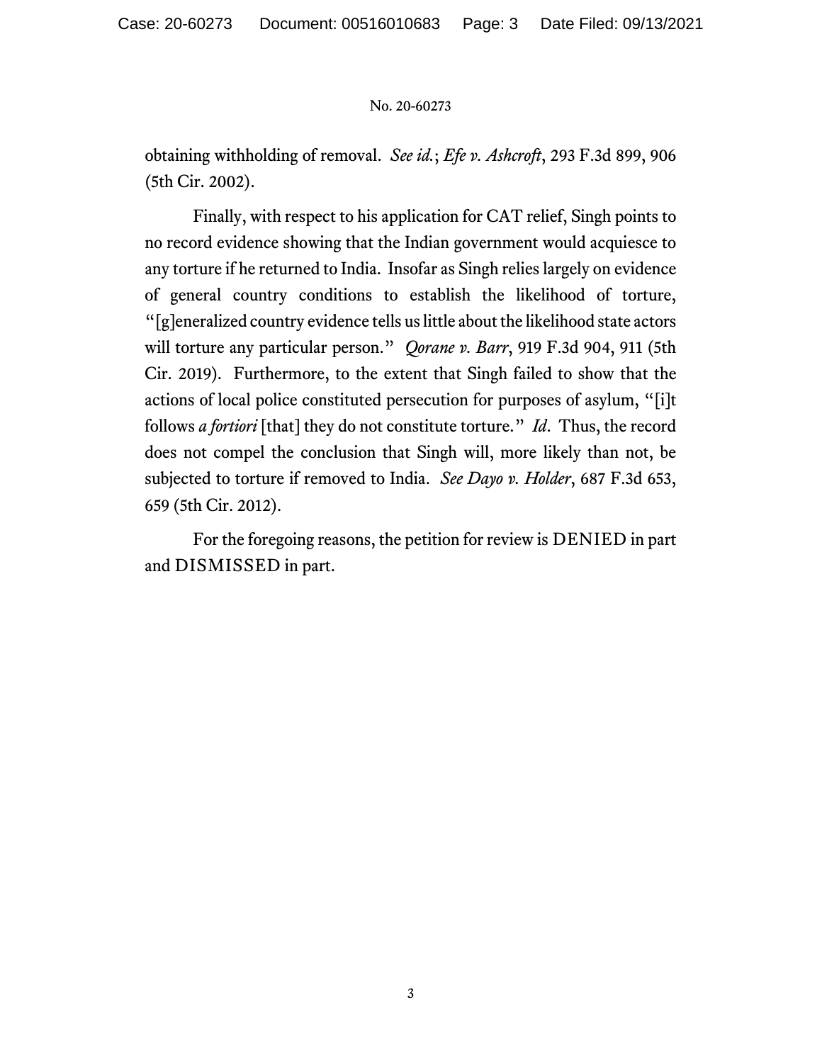obtaining withholding of removal. *See id.*; *Efe v. Ashcroft*, 293 F.3d 899, 906 (5th Cir. 2002).

Finally, with respect to his application for CAT relief, Singh points to no record evidence showing that the Indian government would acquiesce to any torture if he returned to India. Insofar as Singh relies largely on evidence of general country conditions to establish the likelihood of torture, "[g]eneralized country evidence tells us little about the likelihood state actors will torture any particular person." *Qorane v. Barr*, 919 F.3d 904, 911 (5th Cir. 2019). Furthermore, to the extent that Singh failed to show that the actions of local police constituted persecution for purposes of asylum, "[i]t follows *a fortiori* [that] they do not constitute torture." *Id*. Thus, the record does not compel the conclusion that Singh will, more likely than not, be subjected to torture if removed to India. *See Dayo v. Holder*, 687 F.3d 653, 659 (5th Cir. 2012).

For the foregoing reasons, the petition for review is DENIED in part and DISMISSED in part.